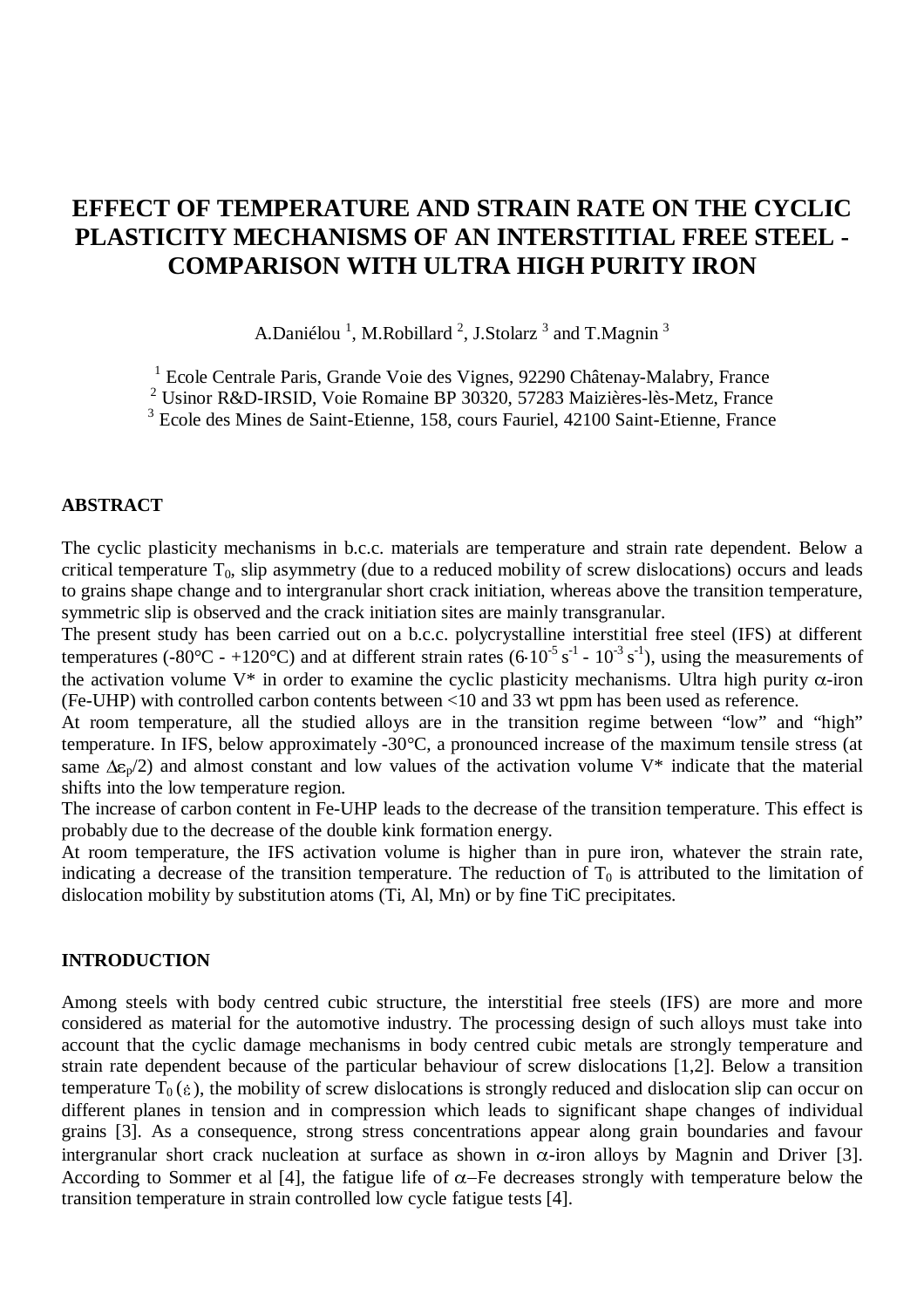# EFFECT OF TEMPERATURE AND STRAIN RATE ON THE CYCLIC PLASTICITY MECHANISMS OF AN INTERSTITIAL FREE STEEL - COMPARISON WITH ULTRA HIGH PURITY IRON

A.Daniélou [1], M.Robillard [2], J.Stolarz [3] and T.Magnin [3]

[1] Ecole Centrale Paris, Grande Voie des Vignes, 92290 Châtenay-Malabry, France
[2] Usinor R&D-IRSID, Voie Romaine BP 30320, 57283 Maizières-lès-Metz, France
[3] Ecole des Mines de Saint-Etienne, 158, cours Fauriel, 42100 Saint-Etienne, France

## ABSTRACT

The cyclic plasticity mechanisms in b.c.c. materials are temperature and strain rate dependent. Below a critical temperature $T_0$, slip asymmetry (due to a reduced mobility of screw dislocations) occurs and leads to grains shape change and to intergranular short crack initiation, whereas above the transition temperature, symmetric slip is observed and the crack initiation sites are mainly transgranular.

The present study has been carried out on a b.c.c. polycrystalline interstitial free steel (IFS) at different temperatures (-80°C - +120°C) and at different strain rates ($6 \cdot 10^{-5}\ s^{-1}$ - $10^{-3}\ s^{-1}$), using the measurements of the activation volume V* in order to examine the cyclic plasticity mechanisms. Ultra high purity $\alpha$-iron (Fe-UHP) with controlled carbon contents between <10 and 33 wt ppm has been used as reference.

At room temperature, all the studied alloys are in the transition regime between "low" and "high" temperature. In IFS, below approximately -30°C, a pronounced increase of the maximum tensile stress (at same $\Delta\varepsilon_p/2$) and almost constant and low values of the activation volume V* indicate that the material shifts into the low temperature region.

The increase of carbon content in Fe-UHP leads to the decrease of the transition temperature. This effect is probably due to the decrease of the double kink formation energy.

At room temperature, the IFS activation volume is higher than in pure iron, whatever the strain rate, indicating a decrease of the transition temperature. The reduction of $T_0$ is attributed to the limitation of dislocation mobility by substitution atoms (Ti, Al, Mn) or by fine TiC precipitates.

## INTRODUCTION

Among steels with body centred cubic structure, the interstitial free steels (IFS) are more and more considered as material for the automotive industry. The processing design of such alloys must take into account that the cyclic damage mechanisms in body centred cubic metals are strongly temperature and strain rate dependent because of the particular behaviour of screw dislocations [1,2]. Below a transition temperature $T_0(\dot{\varepsilon})$, the mobility of screw dislocations is strongly reduced and dislocation slip can occur on different planes in tension and in compression which leads to significant shape changes of individual grains [3]. As a consequence, strong stress concentrations appear along grain boundaries and favour intergranular short crack nucleation at surface as shown in $\alpha$-iron alloys by Magnin and Driver [3]. According to Sommer et al [4], the fatigue life of $\alpha$-Fe decreases strongly with temperature below the transition temperature in strain controlled low cycle fatigue tests [4].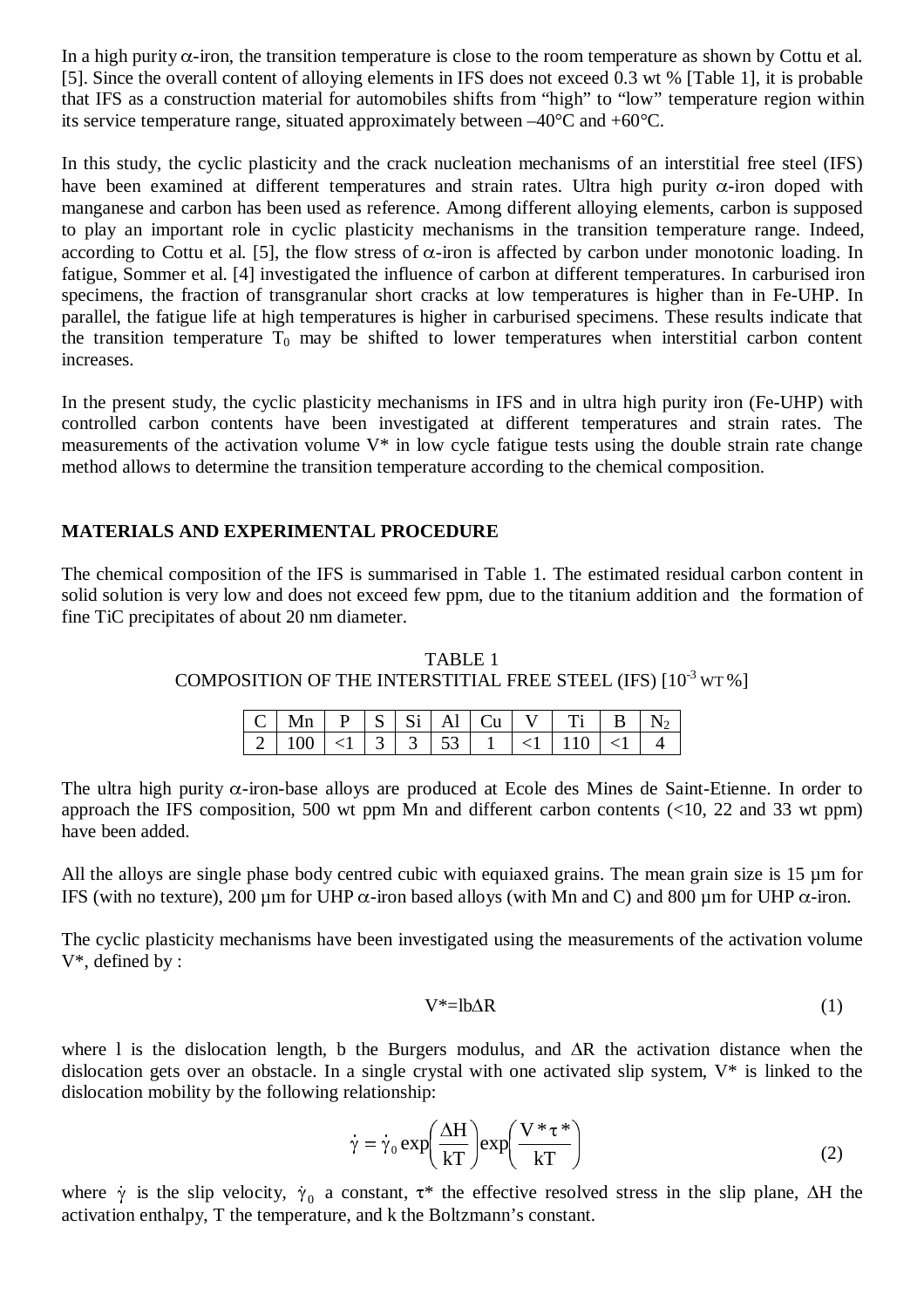In a high purity $\alpha$-iron, the transition temperature is close to the room temperature as shown by Cottu et al. [5]. Since the overall content of alloying elements in IFS does not exceed 0.3 wt % [Table 1], it is probable that IFS as a construction material for automobiles shifts from "high" to "low" temperature region within its service temperature range, situated approximately between –40°C and +60°C.

In this study, the cyclic plasticity and the crack nucleation mechanisms of an interstitial free steel (IFS) have been examined at different temperatures and strain rates. Ultra high purity $\alpha$-iron doped with manganese and carbon has been used as reference. Among different alloying elements, carbon is supposed to play an important role in cyclic plasticity mechanisms in the transition temperature range. Indeed, according to Cottu et al. [5], the flow stress of $\alpha$-iron is affected by carbon under monotonic loading. In fatigue, Sommer et al. [4] investigated the influence of carbon at different temperatures. In carburised iron specimens, the fraction of transgranular short cracks at low temperatures is higher than in Fe-UHP. In parallel, the fatigue life at high temperatures is higher in carburised specimens. These results indicate that the transition temperature $T_0$ may be shifted to lower temperatures when interstitial carbon content increases.

In the present study, the cyclic plasticity mechanisms in IFS and in ultra high purity iron (Fe-UHP) with controlled carbon contents have been investigated at different temperatures and strain rates. The measurements of the activation volume V* in low cycle fatigue tests using the double strain rate change method allows to determine the transition temperature according to the chemical composition.

## MATERIALS AND EXPERIMENTAL PROCEDURE

The chemical composition of the IFS is summarised in Table 1. The estimated residual carbon content in solid solution is very low and does not exceed few ppm, due to the titanium addition and the formation of fine TiC precipitates of about 20 nm diameter.

TABLE 1
COMPOSITION OF THE INTERSTITIAL FREE STEEL (IFS) [$10^{-3}$ WT %]

| C | Mn | P | S | Si | Al | Cu | V | Ti | B | $N_2$ |
|---|---|---|---|---|---|---|---|---|---|---|
| 2 | 100 | <1 | 3 | 3 | 53 | 1 | <1 | 110 | <1 | 4 |

The ultra high purity $\alpha$-iron-base alloys are produced at Ecole des Mines de Saint-Etienne. In order to approach the IFS composition, 500 wt ppm Mn and different carbon contents (<10, 22 and 33 wt ppm) have been added.

All the alloys are single phase body centred cubic with equiaxed grains. The mean grain size is 15 µm for IFS (with no texture), 200 µm for UHP $\alpha$-iron based alloys (with Mn and C) and 800 µm for UHP $\alpha$-iron.

The cyclic plasticity mechanisms have been investigated using the measurements of the activation volume V*, defined by :

$$V^* = lb\Delta R \tag{1}$$

where l is the dislocation length, b the Burgers modulus, and $\Delta R$ the activation distance when the dislocation gets over an obstacle. In a single crystal with one activated slip system, V* is linked to the dislocation mobility by the following relationship:

$$\dot{\gamma} = \dot{\gamma}_0 \exp\left(\frac{\Delta H}{kT}\right)\exp\left(\frac{V^*\tau^*}{kT}\right) \tag{2}$$

where $\dot{\gamma}$ is the slip velocity, $\dot{\gamma}_0$ a constant, $\tau^*$ the effective resolved stress in the slip plane, $\Delta H$ the activation enthalpy, T the temperature, and k the Boltzmann's constant.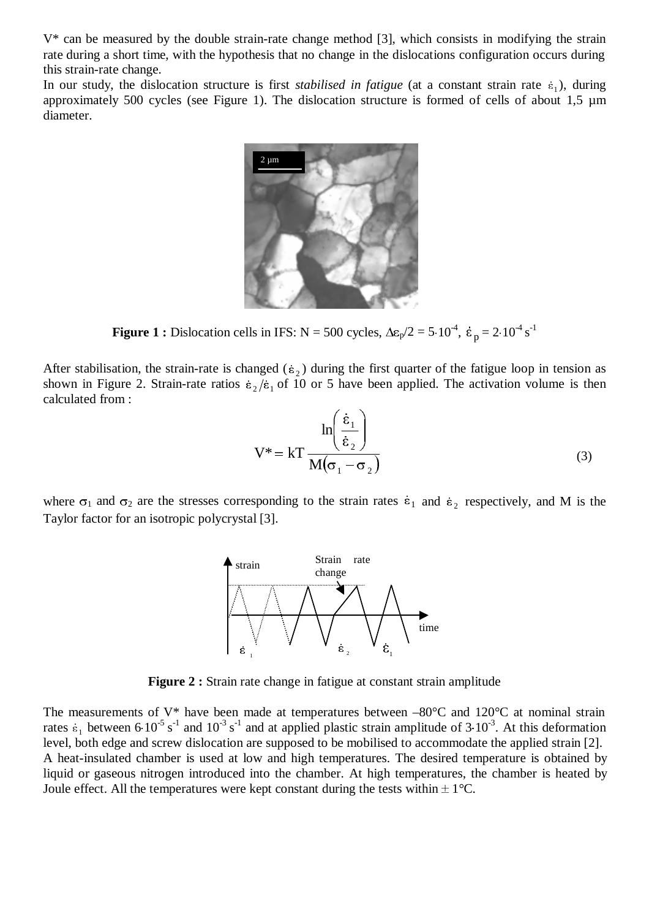V* can be measured by the double strain-rate change method [3], which consists in modifying the strain rate during a short time, with the hypothesis that no change in the dislocations configuration occurs during this strain-rate change.

In our study, the dislocation structure is first *stabilised in fatigue* (at a constant strain rate $\dot{\varepsilon}_1$), during approximately 500 cycles (see Figure 1). The dislocation structure is formed of cells of about 1,5 µm diameter.

**Figure 1 :** Dislocation cells in IFS: N = 500 cycles, $\Delta\varepsilon_p/2 = 5\cdot10^{-4}$, $\dot{\varepsilon}_p = 2\cdot10^{-4}\ s^{-1}$

After stabilisation, the strain-rate is changed ($\dot{\varepsilon}_2$) during the first quarter of the fatigue loop in tension as shown in Figure 2. Strain-rate ratios $\dot{\varepsilon}_2/\dot{\varepsilon}_1$ of 10 or 5 have been applied. The activation volume is then calculated from :

$$V^* = kT\frac{\ln\left(\dfrac{\dot{\varepsilon}_1}{\dot{\varepsilon}_2}\right)}{M(\sigma_1 - \sigma_2)} \tag{3}$$

where $\sigma_1$ and $\sigma_2$ are the stresses corresponding to the strain rates $\dot{\varepsilon}_1$ and $\dot{\varepsilon}_2$ respectively, and M is the Taylor factor for an isotropic polycrystal [3].

**Figure 2 :** Strain rate change in fatigue at constant strain amplitude

The measurements of V* have been made at temperatures between –80°C and 120°C at nominal strain rates $\dot{\varepsilon}_1$ between $6\cdot10^{-5}\ s^{-1}$ and $10^{-3}\ s^{-1}$ and at applied plastic strain amplitude of $3\cdot10^{-3}$. At this deformation level, both edge and screw dislocation are supposed to be mobilised to accommodate the applied strain [2].

A heat-insulated chamber is used at low and high temperatures. The desired temperature is obtained by liquid or gaseous nitrogen introduced into the chamber. At high temperatures, the chamber is heated by Joule effect. All the temperatures were kept constant during the tests within ± 1°C.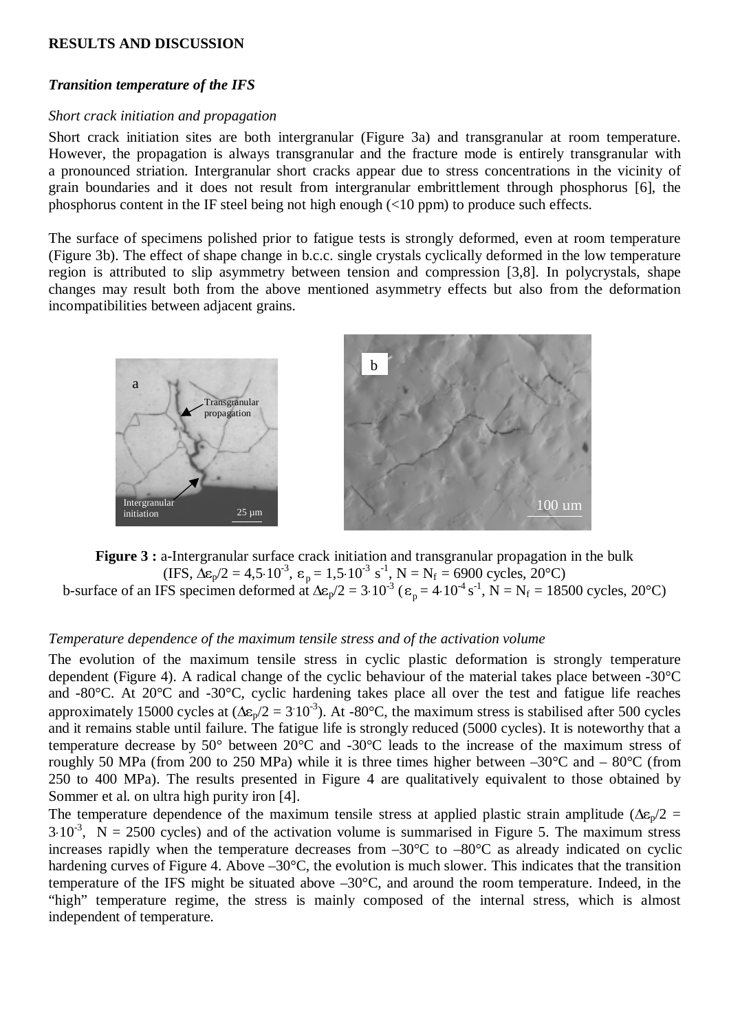**RESULTS AND DISCUSSION**

***Transition temperature of the IFS***

*Short crack initiation and propagation*

Short crack initiation sites are both intergranular (Figure 3a) and transgranular at room temperature. However, the propagation is always transgranular and the fracture mode is entirely transgranular with a pronounced striation. Intergranular short cracks appear due to stress concentrations in the vicinity of grain boundaries and it does not result from intergranular embrittlement through phosphorus [6], the phosphorus content in the IF steel being not high enough (<10 ppm) to produce such effects.

The surface of specimens polished prior to fatigue tests is strongly deformed, even at room temperature (Figure 3b). The effect of shape change in b.c.c. single crystals cyclically deformed in the low temperature region is attributed to slip asymmetry between tension and compression [3,8]. In polycrystals, shape changes may result both from the above mentioned asymmetry effects but also from the deformation incompatibilities between adjacent grains.

**Figure 3 :** a-Intergranular surface crack initiation and transgranular propagation in the bulk (IFS, $\Delta\varepsilon_p/2 = 4{,}5\cdot10^{-3}$, $\dot{\varepsilon}_p = 1{,}5\cdot10^{-3}\ s^{-1}$, $N = N_f = 6900$ cycles, 20°C)
b-surface of an IFS specimen deformed at $\Delta\varepsilon_p/2 = 3\cdot10^{-3}$ ($\dot{\varepsilon}_p = 4\cdot10^{-4}\ s^{-1}$, $N = N_f = 18500$ cycles, 20°C)

*Temperature dependence of the maximum tensile stress and of the activation volume*

The evolution of the maximum tensile stress in cyclic plastic deformation is strongly temperature dependent (Figure 4). A radical change of the cyclic behaviour of the material takes place between -30°C and -80°C. At 20°C and -30°C, cyclic hardening takes place all over the test and fatigue life reaches approximately 15000 cycles at ($\Delta\varepsilon_p/2 = 3\cdot10^{-3}$). At -80°C, the maximum stress is stabilised after 500 cycles and it remains stable until failure. The fatigue life is strongly reduced (5000 cycles). It is noteworthy that a temperature decrease by 50° between 20°C and -30°C leads to the increase of the maximum stress of roughly 50 MPa (from 200 to 250 MPa) while it is three times higher between –30°C and – 80°C (from 250 to 400 MPa). The results presented in Figure 4 are qualitatively equivalent to those obtained by Sommer et al. on ultra high purity iron [4].

The temperature dependence of the maximum tensile stress at applied plastic strain amplitude ($\Delta\varepsilon_p/2 = 3\cdot10^{-3}$, $N = 2500$ cycles) and of the activation volume is summarised in Figure 5. The maximum stress increases rapidly when the temperature decreases from –30°C to –80°C as already indicated on cyclic hardening curves of Figure 4. Above –30°C, the evolution is much slower. This indicates that the transition temperature of the IFS might be situated above –30°C, and around the room temperature. Indeed, in the "high" temperature regime, the stress is mainly composed of the internal stress, which is almost independent of temperature.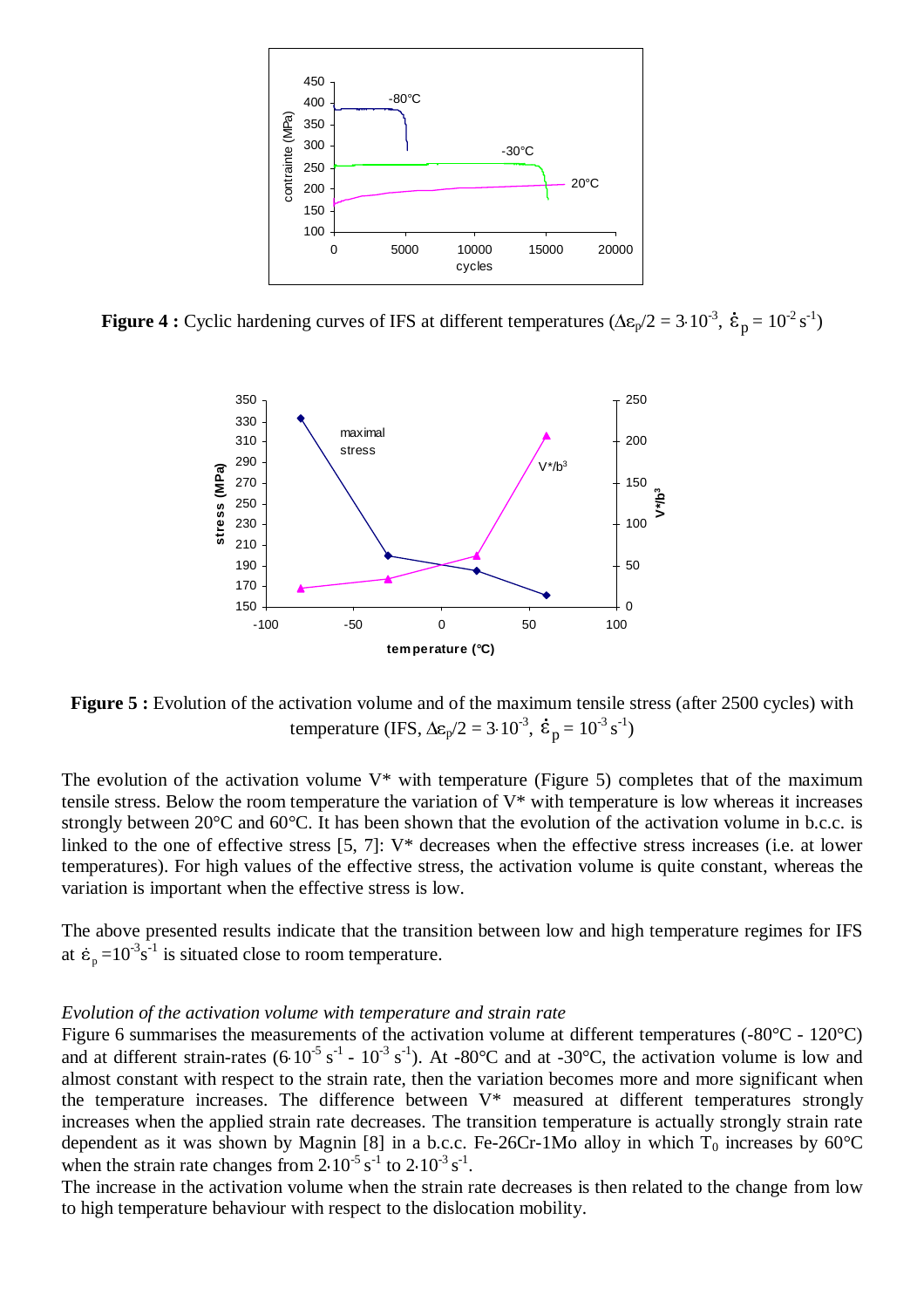**Figure 4 :** Cyclic hardening curves of IFS at different temperatures ($\Delta\varepsilon_p/2 = 3{\cdot}10^{-3}$, $\dot{\varepsilon}_p = 10^{-2}\,s^{-1}$)

**Figure 5 :** Evolution of the activation volume and of the maximum tensile stress (after 2500 cycles) with temperature (IFS, $\Delta\varepsilon_p/2 = 3{\cdot}10^{-3}$, $\dot{\varepsilon}_p = 10^{-3}\,s^{-1}$)

The evolution of the activation volume V* with temperature (Figure 5) completes that of the maximum tensile stress. Below the room temperature the variation of V* with temperature is low whereas it increases strongly between 20°C and 60°C. It has been shown that the evolution of the activation volume in b.c.c. is linked to the one of effective stress [5, 7]: V* decreases when the effective stress increases (i.e. at lower temperatures). For high values of the effective stress, the activation volume is quite constant, whereas the variation is important when the effective stress is low.

The above presented results indicate that the transition between low and high temperature regimes for IFS at $\dot{\varepsilon}_p = 10^{-3}s^{-1}$ is situated close to room temperature.

*Evolution of the activation volume with temperature and strain rate*

Figure 6 summarises the measurements of the activation volume at different temperatures (-80°C - 120°C) and at different strain-rates ($6{\cdot}10^{-5}\,s^{-1}$ - $10^{-3}\,s^{-1}$). At -80°C and at -30°C, the activation volume is low and almost constant with respect to the strain rate, then the variation becomes more and more significant when the temperature increases. The difference between V* measured at different temperatures strongly increases when the applied strain rate decreases. The transition temperature is actually strongly strain rate dependent as it was shown by Magnin [8] in a b.c.c. Fe-26Cr-1Mo alloy in which $T_0$ increases by 60°C when the strain rate changes from $2{\cdot}10^{-5}\,s^{-1}$ to $2{\cdot}10^{-3}\,s^{-1}$.

The increase in the activation volume when the strain rate decreases is then related to the change from low to high temperature behaviour with respect to the dislocation mobility.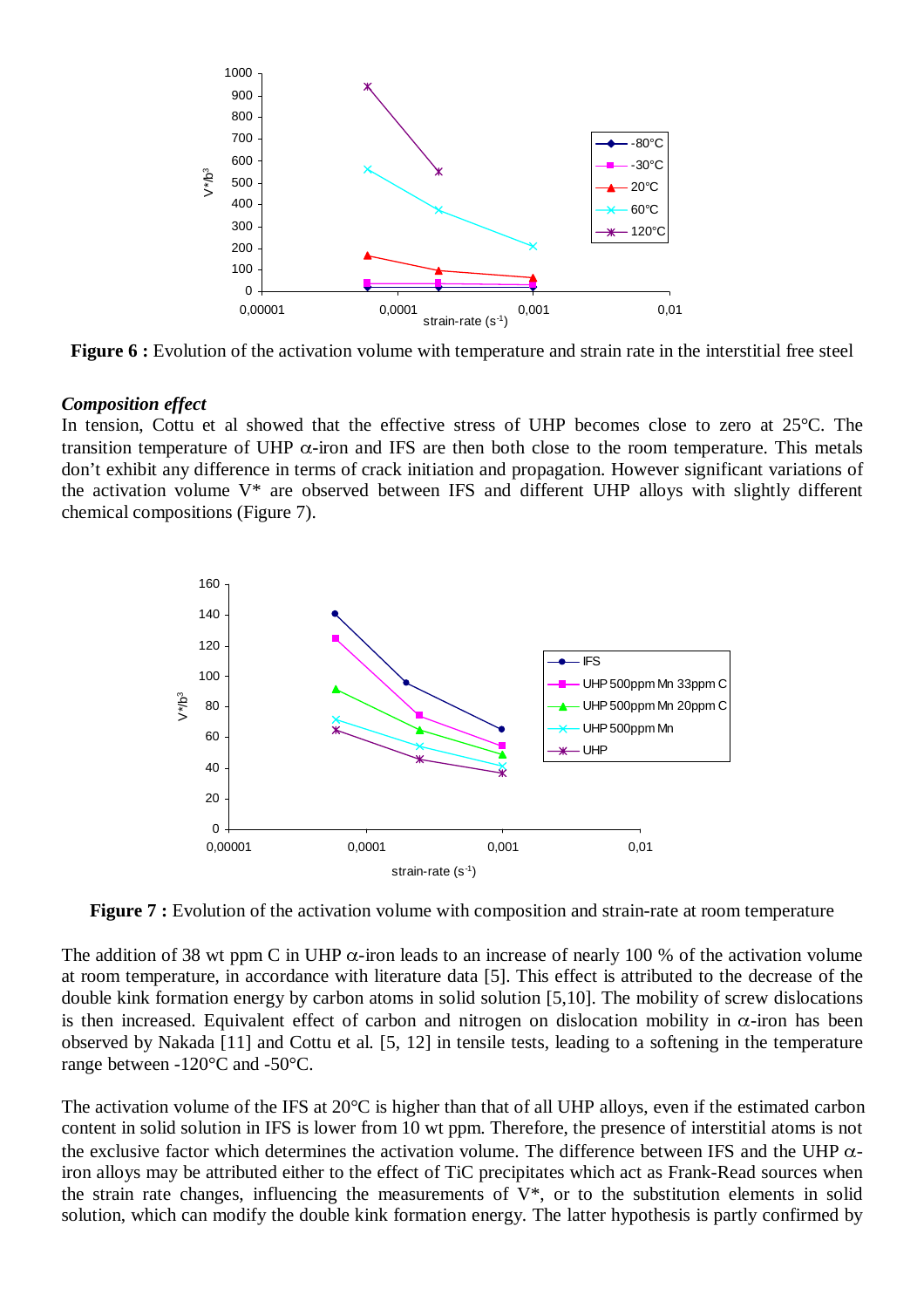**Figure 6 :** Evolution of the activation volume with temperature and strain rate in the interstitial free steel

***Composition effect***

In tension, Cottu et al showed that the effective stress of UHP becomes close to zero at 25°C. The transition temperature of UHP $\alpha$-iron and IFS are then both close to the room temperature. This metals don't exhibit any difference in terms of crack initiation and propagation. However significant variations of the activation volume V* are observed between IFS and different UHP alloys with slightly different chemical compositions (Figure 7).

**Figure 7 :** Evolution of the activation volume with composition and strain-rate at room temperature

The addition of 38 wt ppm C in UHP $\alpha$-iron leads to an increase of nearly 100 % of the activation volume at room temperature, in accordance with literature data [5]. This effect is attributed to the decrease of the double kink formation energy by carbon atoms in solid solution [5,10]. The mobility of screw dislocations is then increased. Equivalent effect of carbon and nitrogen on dislocation mobility in $\alpha$-iron has been observed by Nakada [11] and Cottu et al. [5, 12] in tensile tests, leading to a softening in the temperature range between -120°C and -50°C.

The activation volume of the IFS at 20°C is higher than that of all UHP alloys, even if the estimated carbon content in solid solution in IFS is lower from 10 wt ppm. Therefore, the presence of interstitial atoms is not the exclusive factor which determines the activation volume. The difference between IFS and the UHP $\alpha$-iron alloys may be attributed either to the effect of TiC precipitates which act as Frank-Read sources when the strain rate changes, influencing the measurements of V*, or to the substitution elements in solid solution, which can modify the double kink formation energy. The latter hypothesis is partly confirmed by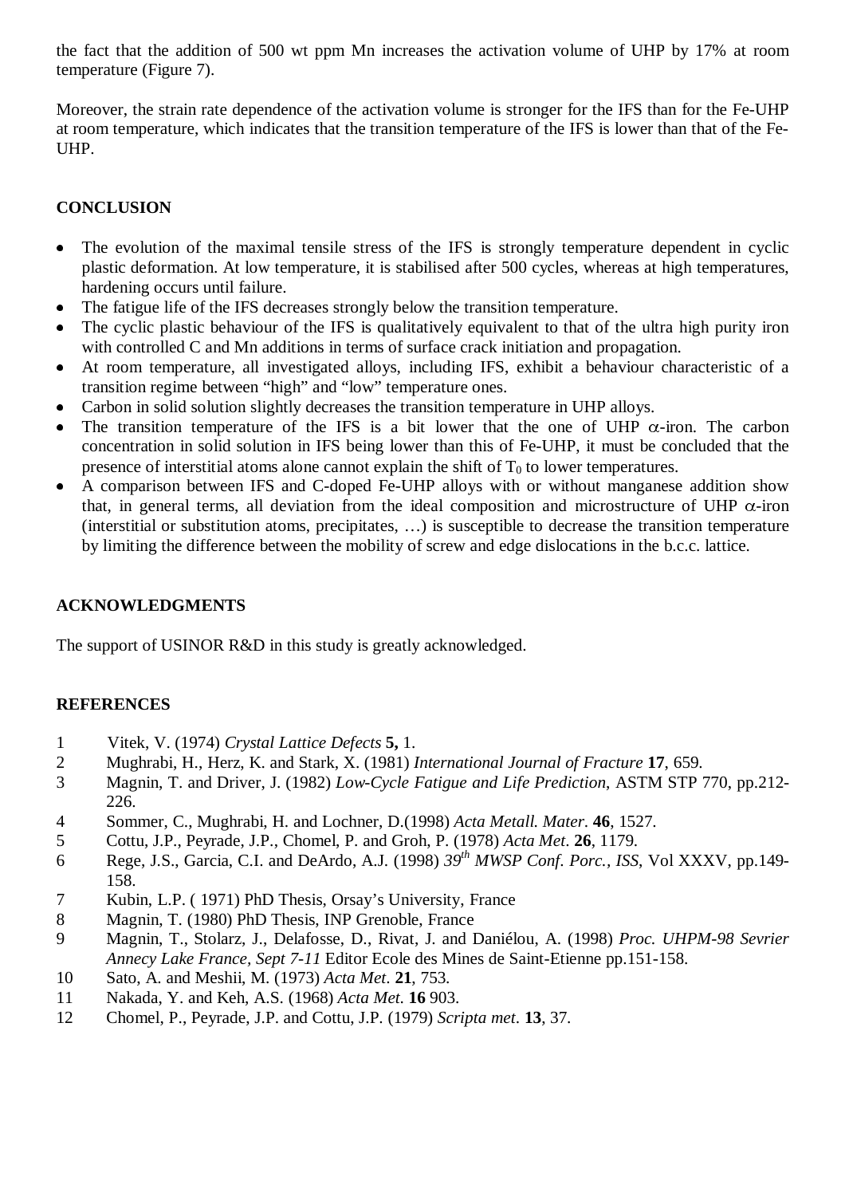the fact that the addition of 500 wt ppm Mn increases the activation volume of UHP by 17% at room temperature (Figure 7).

Moreover, the strain rate dependence of the activation volume is stronger for the IFS than for the Fe-UHP at room temperature, which indicates that the transition temperature of the IFS is lower than that of the Fe-UHP.

## CONCLUSION

- The evolution of the maximal tensile stress of the IFS is strongly temperature dependent in cyclic plastic deformation. At low temperature, it is stabilised after 500 cycles, whereas at high temperatures, hardening occurs until failure.
- The fatigue life of the IFS decreases strongly below the transition temperature.
- The cyclic plastic behaviour of the IFS is qualitatively equivalent to that of the ultra high purity iron with controlled C and Mn additions in terms of surface crack initiation and propagation.
- At room temperature, all investigated alloys, including IFS, exhibit a behaviour characteristic of a transition regime between “high” and “low” temperature ones.
- Carbon in solid solution slightly decreases the transition temperature in UHP alloys.
- The transition temperature of the IFS is a bit lower that the one of UHP $\alpha$-iron. The carbon concentration in solid solution in IFS being lower than this of Fe-UHP, it must be concluded that the presence of interstitial atoms alone cannot explain the shift of $T_0$ to lower temperatures.
- A comparison between IFS and C-doped Fe-UHP alloys with or without manganese addition show that, in general terms, all deviation from the ideal composition and microstructure of UHP $\alpha$-iron (interstitial or substitution atoms, precipitates, …) is susceptible to decrease the transition temperature by limiting the difference between the mobility of screw and edge dislocations in the b.c.c. lattice.

## ACKNOWLEDGMENTS

The support of USINOR R&D in this study is greatly acknowledged.

## REFERENCES

1. Vitek, V. (1974) *Crystal Lattice Defects* **5,** 1.
2. Mughrabi, H., Herz, K. and Stark, X. (1981) *International Journal of Fracture* **17**, 659.
3. Magnin, T. and Driver, J. (1982) *Low-Cycle Fatigue and Life Prediction*, ASTM STP 770, pp.212-226.
4. Sommer, C., Mughrabi, H. and Lochner, D.(1998) *Acta Metall. Mater*. **46**, 1527.
5. Cottu, J.P., Peyrade, J.P., Chomel, P. and Groh, P. (1978) *Acta Met*. **26**, 1179.
6. Rege, J.S., Garcia, C.I. and DeArdo, A.J. (1998) *39th MWSP Conf. Porc., ISS*, Vol XXXV, pp.149-158.
7. Kubin, L.P. ( 1971) PhD Thesis, Orsay’s University, France
8. Magnin, T. (1980) PhD Thesis, INP Grenoble, France
9. Magnin, T., Stolarz, J., Delafosse, D., Rivat, J. and Daniélou, A. (1998) *Proc. UHPM-98 Sevrier Annecy Lake France, Sept 7-11* Editor Ecole des Mines de Saint-Etienne pp.151-158.
10. Sato, A. and Meshii, M. (1973) *Acta Met*. **21**, 753.
11. Nakada, Y. and Keh, A.S. (1968) *Acta Met.* **16** 903.
12. Chomel, P., Peyrade, J.P. and Cottu, J.P. (1979) *Scripta met*. **13**, 37.